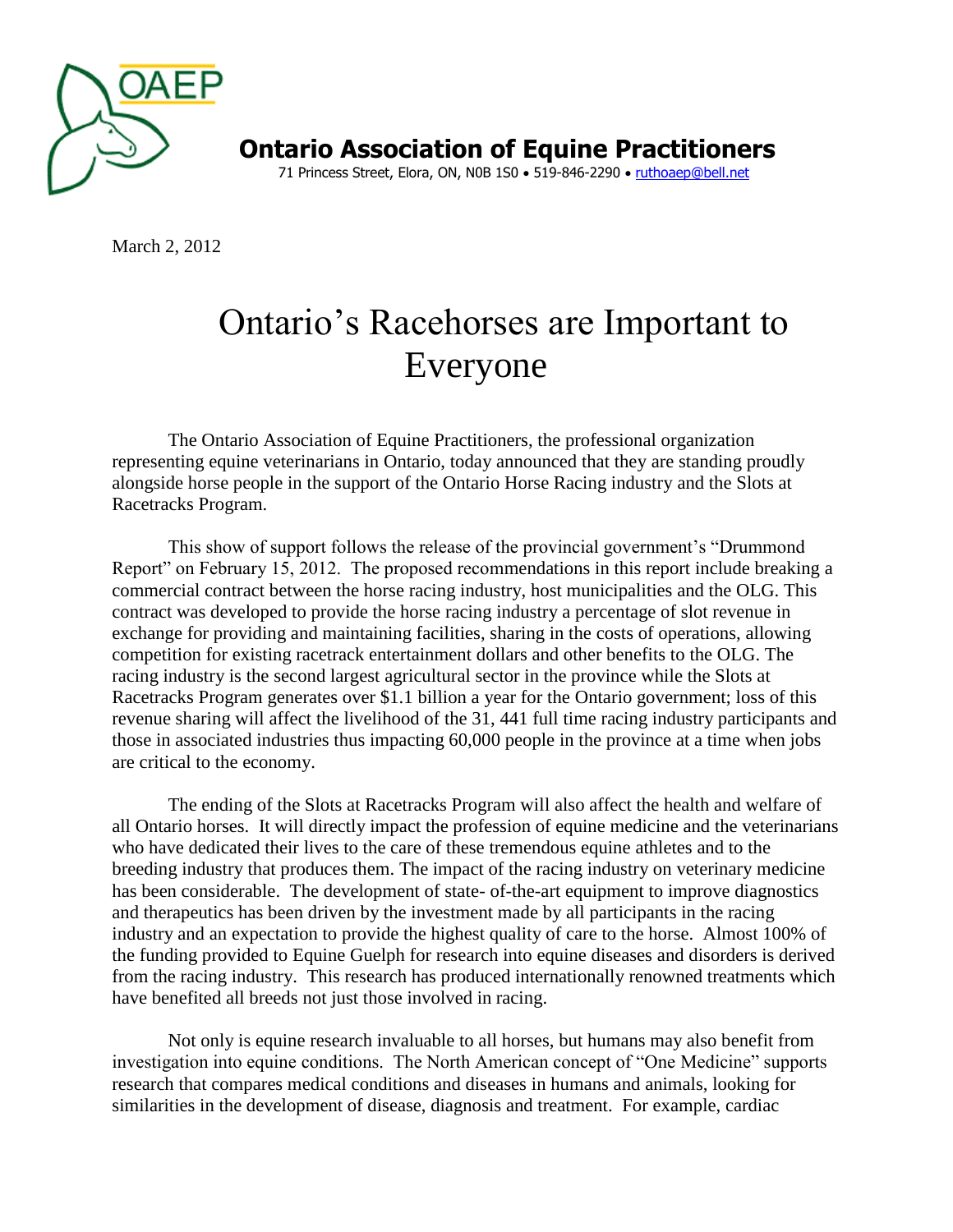# Ontario Association of Equine Practitioners

71 Princess Street, Elora, ON, N0B 1S0 • 519-846-2290 • ruthoaep@bell.net

March 2, 2012

## Ontario's Racehorses are Important to Everyone

The Ontario Association of Equine Practitioners, the professional organization representing equine veterinarians in Ontario, today announced that they are standing proudly alongside horse people in the support of the Ontario Horse Racing industry and the Slots at Racetracks Program.

This show of support follows the release of the provincial government's "Drummond Report" on February 15, 2012. The proposed recommendations in this report include breaking a commercial contract between the horse racing industry, host municipalities and the OLG. This contract was developed to provide the horse racing industry a percentage of slot revenue in exchange for providing and maintaining facilities, sharing in the costs of operations, allowing competition for existing racetrack entertainment dollars and other benefits to the OLG. The racing industry is the second largest agricultural sector in the province while the Slots at Racetracks Program generates over $1.1 billion a year for the Ontario government; loss of this revenue sharing will affect the livelihood of the 31, 441 full time racing industry participants and those in associated industries thus impacting 60,000 people in the province at a time when jobs are critical to the economy.

The ending of the Slots at Racetracks Program will also affect the health and welfare of all Ontario horses. It will directly impact the profession of equine medicine and the veterinarians who have dedicated their lives to the care of these tremendous equine athletes and to the breeding industry that produces them. The impact of the racing industry on veterinary medicine has been considerable. The development of state- of-the-art equipment to improve diagnostics and therapeutics has been driven by the investment made by all participants in the racing industry and an expectation to provide the highest quality of care to the horse. Almost 100% of the funding provided to Equine Guelph for research into equine diseases and disorders is derived from the racing industry. This research has produced internationally renowned treatments which have benefited all breeds not just those involved in racing.

Not only is equine research invaluable to all horses, but humans may also benefit from investigation into equine conditions. The North American concept of "One Medicine" supports research that compares medical conditions and diseases in humans and animals, looking for similarities in the development of disease, diagnosis and treatment. For example, cardiac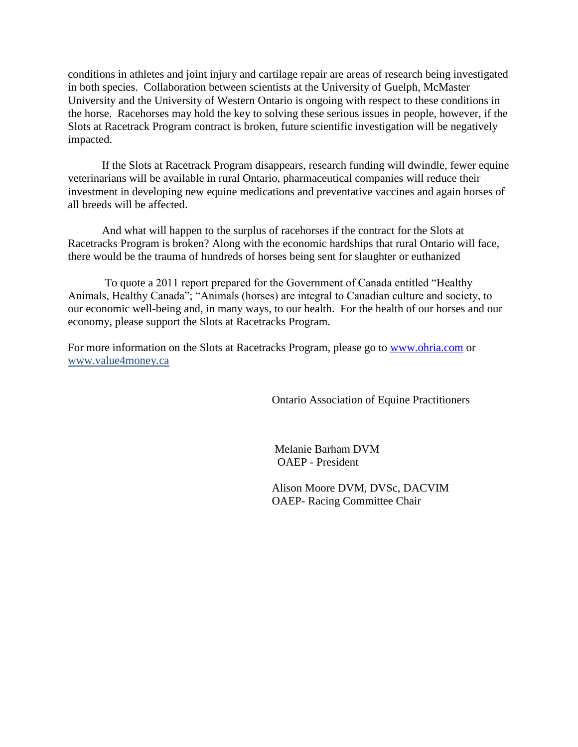conditions in athletes and joint injury and cartilage repair are areas of research being investigated in both species. Collaboration between scientists at the University of Guelph, McMaster University and the University of Western Ontario is ongoing with respect to these conditions in the horse. Racehorses may hold the key to solving these serious issues in people, however, if the Slots at Racetrack Program contract is broken, future scientific investigation will be negatively impacted.

If the Slots at Racetrack Program disappears, research funding will dwindle, fewer equine veterinarians will be available in rural Ontario, pharmaceutical companies will reduce their investment in developing new equine medications and preventative vaccines and again horses of all breeds will be affected.

And what will happen to the surplus of racehorses if the contract for the Slots at Racetracks Program is broken? Along with the economic hardships that rural Ontario will face, there would be the trauma of hundreds of horses being sent for slaughter or euthanized

To quote a 2011 report prepared for the Government of Canada entitled "Healthy Animals, Healthy Canada"; "Animals (horses) are integral to Canadian culture and society, to our economic well-being and, in many ways, to our health. For the health of our horses and our economy, please support the Slots at Racetracks Program.

For more information on the Slots at Racetracks Program, please go to www.ohria.com or www.value4money.ca

Ontario Association of Equine Practitioners

Melanie Barham DVM
OAEP - President

Alison Moore DVM, DVSc, DACVIM
OAEP- Racing Committee Chair